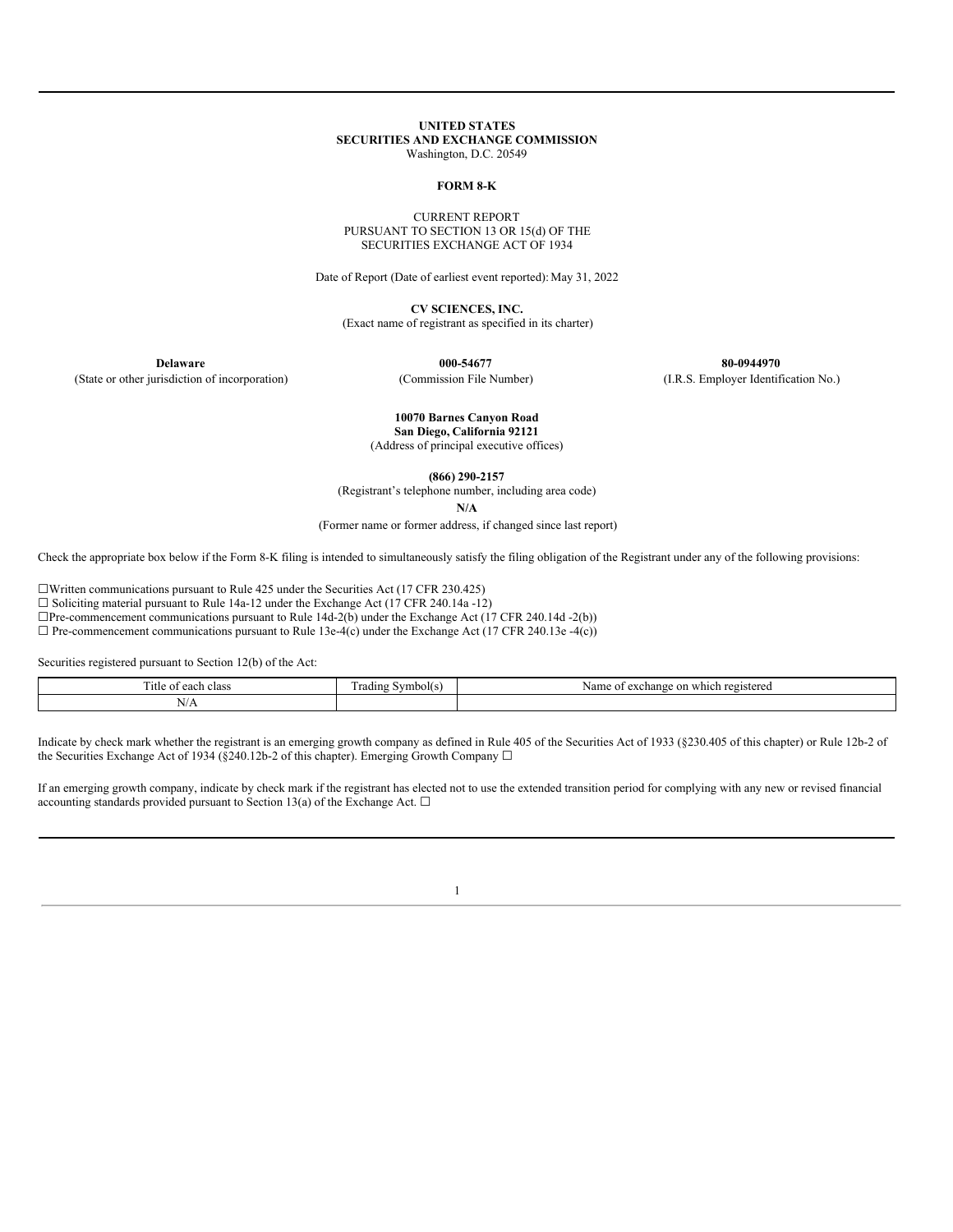**UNITED STATES**
**SECURITIES AND EXCHANGE COMMISSION**
Washington, D.C. 20549

**FORM 8-K**

CURRENT REPORT
PURSUANT TO SECTION 13 OR 15(d) OF THE
SECURITIES EXCHANGE ACT OF 1934

Date of Report (Date of earliest event reported): May 31, 2022

**CV SCIENCES, INC.**
(Exact name of registrant as specified in its charter)

| | | |
|---|---|---|
| **Delaware** | **000-54677** | **80-0944970** |
| (State or other jurisdiction of incorporation) | (Commission File Number) | (I.R.S. Employer Identification No.) |

**10070 Barnes Canyon Road**
**San Diego, California 92121**
(Address of principal executive offices)

**(866) 290-2157**
(Registrant's telephone number, including area code)

**N/A**
(Former name or former address, if changed since last report)

Check the appropriate box below if the Form 8-K filing is intended to simultaneously satisfy the filing obligation of the Registrant under any of the following provisions:

☐Written communications pursuant to Rule 425 under the Securities Act (17 CFR 230.425)
☐ Soliciting material pursuant to Rule 14a-12 under the Exchange Act (17 CFR 240.14a -12)
☐Pre-commencement communications pursuant to Rule 14d-2(b) under the Exchange Act (17 CFR 240.14d -2(b))
☐ Pre-commencement communications pursuant to Rule 13e-4(c) under the Exchange Act (17 CFR 240.13e -4(c))

Securities registered pursuant to Section 12(b) of the Act:

| Title of each class | Trading Symbol(s) | Name of exchange on which registered |
|---|---|---|
| N/A | | |

Indicate by check mark whether the registrant is an emerging growth company as defined in Rule 405 of the Securities Act of 1933 (§230.405 of this chapter) or Rule 12b-2 of the Securities Exchange Act of 1934 (§240.12b-2 of this chapter). Emerging Growth Company ☐

If an emerging growth company, indicate by check mark if the registrant has elected not to use the extended transition period for complying with any new or revised financial accounting standards provided pursuant to Section 13(a) of the Exchange Act. ☐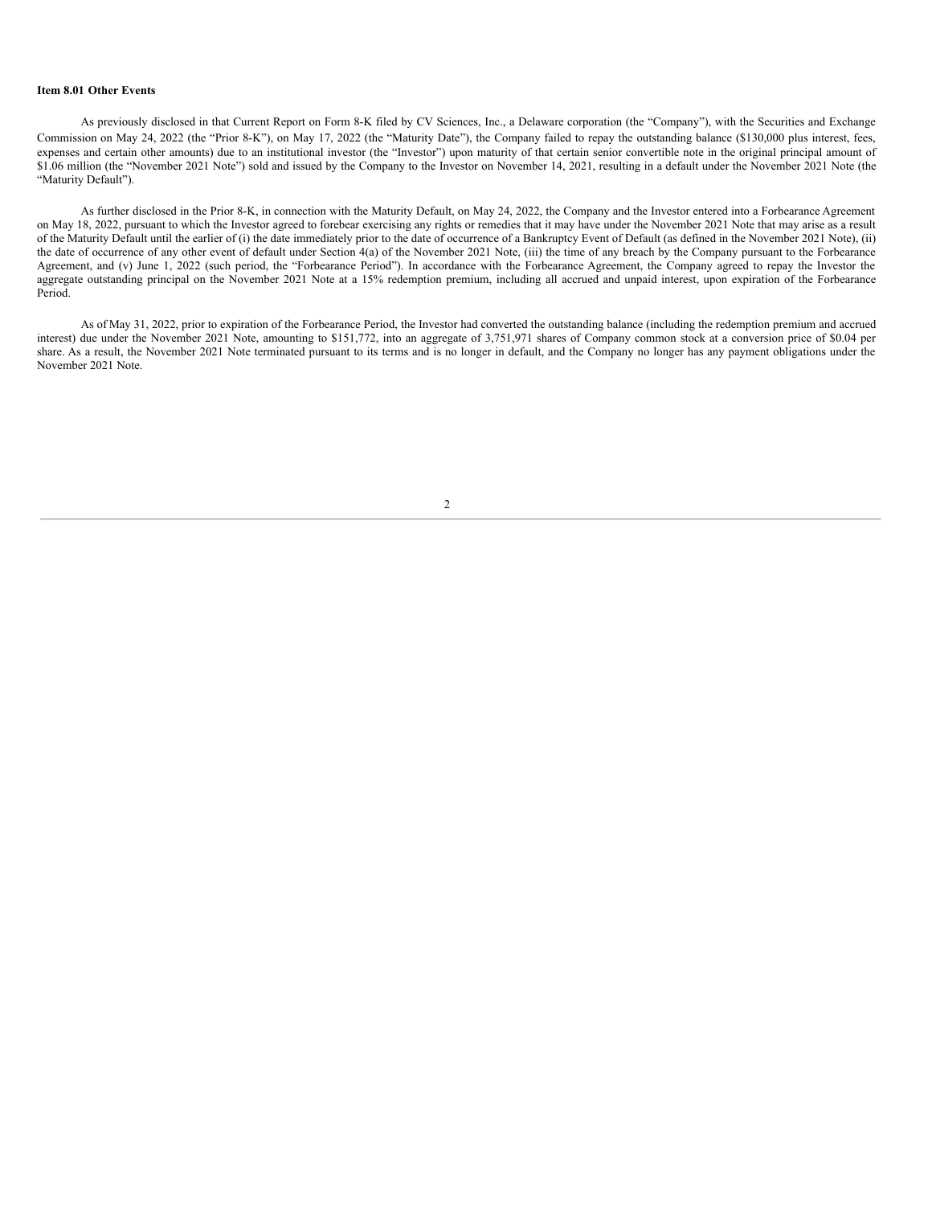**Item 8.01 Other Events**

As previously disclosed in that Current Report on Form 8-K filed by CV Sciences, Inc., a Delaware corporation (the "Company"), with the Securities and Exchange Commission on May 24, 2022 (the "Prior 8-K"), on May 17, 2022 (the "Maturity Date"), the Company failed to repay the outstanding balance ($130,000 plus interest, fees, expenses and certain other amounts) due to an institutional investor (the "Investor") upon maturity of that certain senior convertible note in the original principal amount of $1.06 million (the "November 2021 Note") sold and issued by the Company to the Investor on November 14, 2021, resulting in a default under the November 2021 Note (the "Maturity Default").

As further disclosed in the Prior 8-K, in connection with the Maturity Default, on May 24, 2022, the Company and the Investor entered into a Forbearance Agreement on May 18, 2022, pursuant to which the Investor agreed to forebear exercising any rights or remedies that it may have under the November 2021 Note that may arise as a result of the Maturity Default until the earlier of (i) the date immediately prior to the date of occurrence of a Bankruptcy Event of Default (as defined in the November 2021 Note), (ii) the date of occurrence of any other event of default under Section 4(a) of the November 2021 Note, (iii) the time of any breach by the Company pursuant to the Forbearance Agreement, and (v) June 1, 2022 (such period, the "Forbearance Period"). In accordance with the Forbearance Agreement, the Company agreed to repay the Investor the aggregate outstanding principal on the November 2021 Note at a 15% redemption premium, including all accrued and unpaid interest, upon expiration of the Forbearance Period.

As of May 31, 2022, prior to expiration of the Forbearance Period, the Investor had converted the outstanding balance (including the redemption premium and accrued interest) due under the November 2021 Note, amounting to $151,772, into an aggregate of 3,751,971 shares of Company common stock at a conversion price of $0.04 per share. As a result, the November 2021 Note terminated pursuant to its terms and is no longer in default, and the Company no longer has any payment obligations under the November 2021 Note.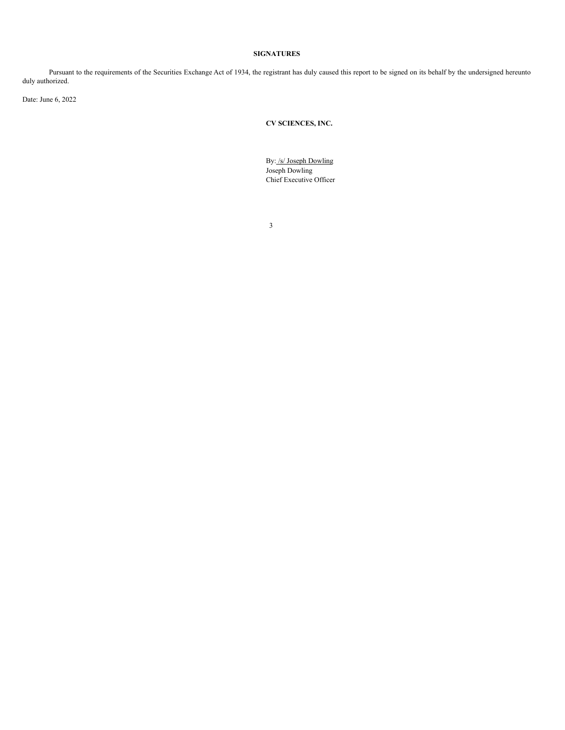**SIGNATURES**

Pursuant to the requirements of the Securities Exchange Act of 1934, the registrant has duly caused this report to be signed on its behalf by the undersigned hereunto duly authorized.

Date: June 6, 2022

**CV SCIENCES, INC.**

By: /s/ Joseph Dowling
Joseph Dowling
Chief Executive Officer